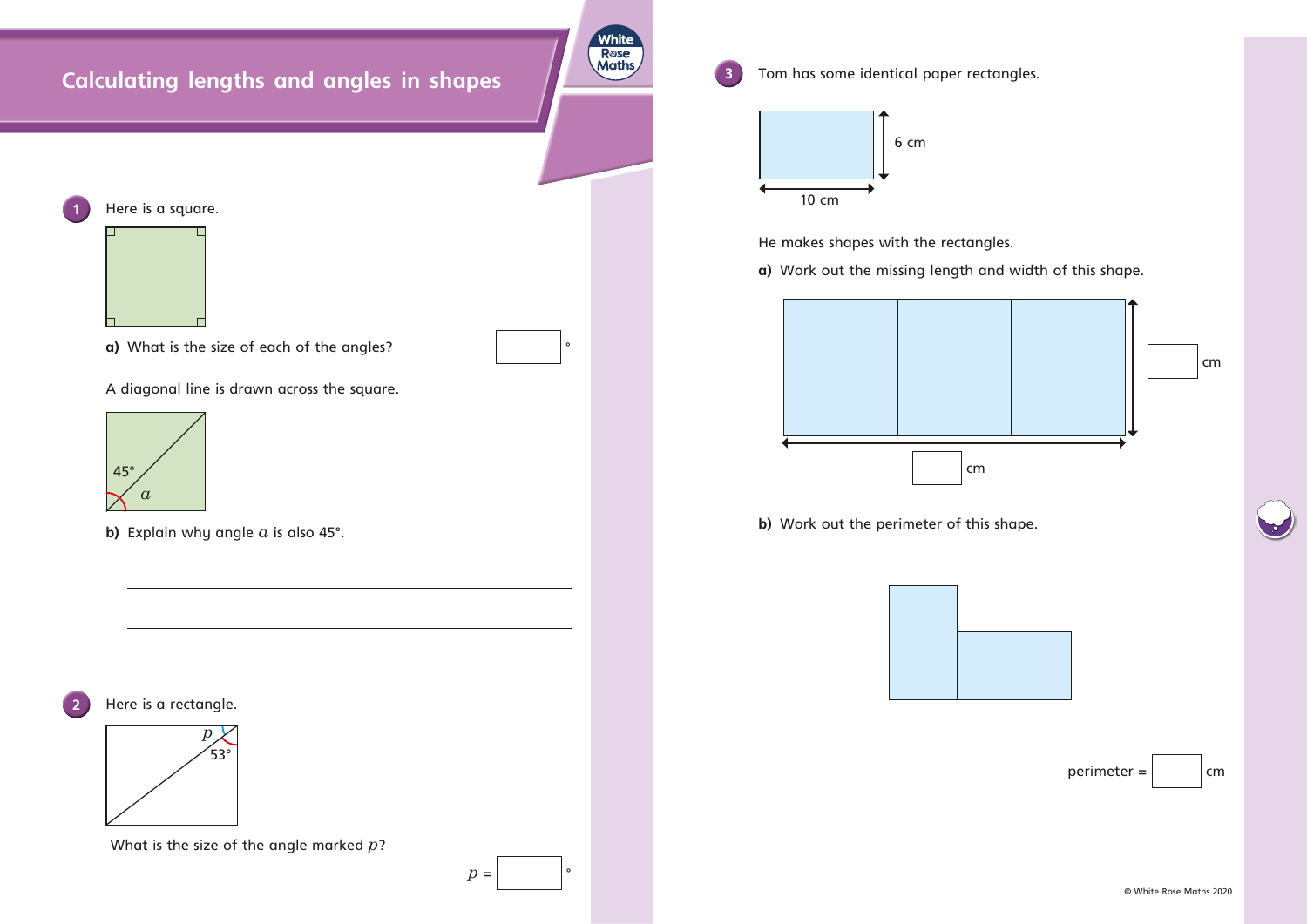# Calculating lengths and angles in shapes

**1** Here is a square.

**a)** What is the size of each of the angles? $\square$ °

A diagonal line is drawn across the square.

45°

$a$

**b)** Explain why angle $a$ is also 45°.

______________________________________________

______________________________________________

**2** Here is a rectangle.

$p$

53°

What is the size of the angle marked $p$?

$p$ = $\square$ °

**3** Tom has some identical paper rectangles.

6 cm

10 cm

He makes shapes with the rectangles.

**a)** Work out the missing length and width of this shape.

$\square$ cm

$\square$ cm

**b)** Work out the perimeter of this shape.

perimeter = $\square$ cm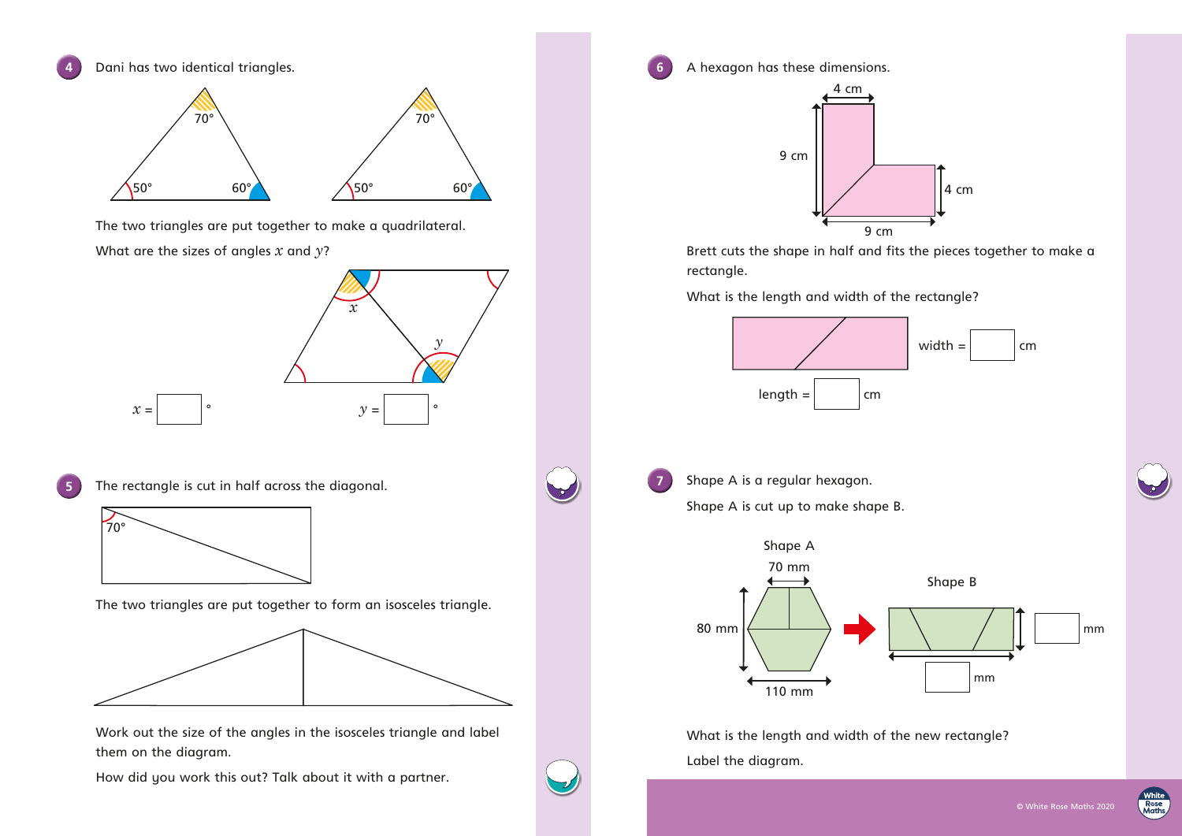**4** Dani has two identical triangles.

70°

50° 60°

70°

50° 60°

The two triangles are put together to make a quadrilateral.

What are the sizes of angles $x$ and $y$?

$x$

$y$

$x$ = ☐ °

$y$ = ☐ °

**5** The rectangle is cut in half across the diagonal.

70°

The two triangles are put together to form an isosceles triangle.

Work out the size of the angles in the isosceles triangle and label them on the diagram.

How did you work this out? Talk about it with a partner.

**6** A hexagon has these dimensions.

4 cm

9 cm

4 cm

9 cm

Brett cuts the shape in half and fits the pieces together to make a rectangle.

What is the length and width of the rectangle?

width = ☐ cm

length = ☐ cm

**7** Shape A is a regular hexagon.

Shape A is cut up to make shape B.

Shape A

70 mm

80 mm

110 mm

Shape B

☐ mm

☐ mm

What is the length and width of the new rectangle?

Label the diagram.